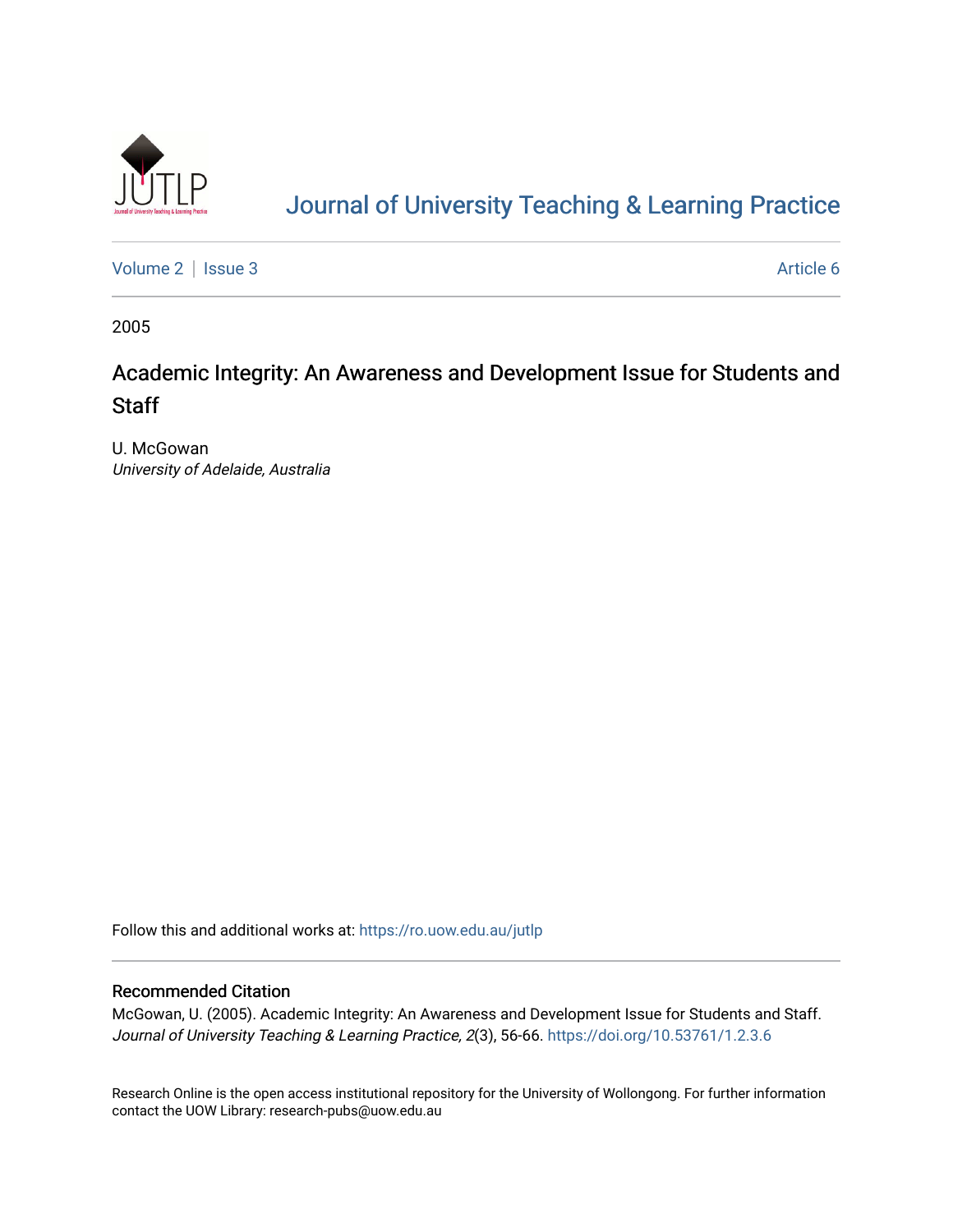# Journal of University Teaching & Learning Practice

Volume 2 | Issue 3 Article 6

2005

## Academic Integrity: An Awareness and Development Issue for Students and Staff

U. McGowan
*University of Adelaide, Australia*

Follow this and additional works at: https://ro.uow.edu.au/jutlp

### Recommended Citation

McGowan, U. (2005). Academic Integrity: An Awareness and Development Issue for Students and Staff. *Journal of University Teaching & Learning Practice, 2*(3), 56-66. https://doi.org/10.53761/1.2.3.6

Research Online is the open access institutional repository for the University of Wollongong. For further information contact the UOW Library: research-pubs@uow.edu.au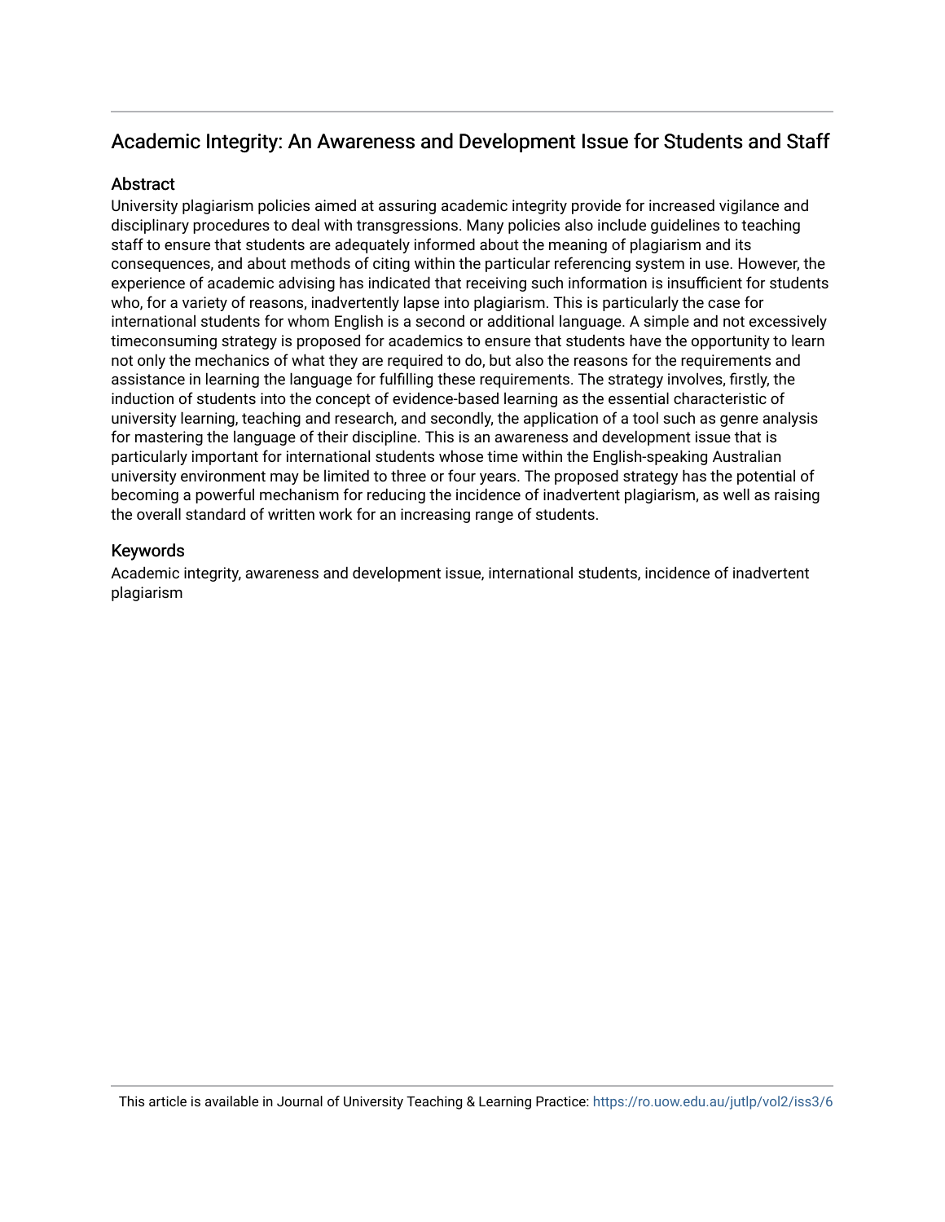## Academic Integrity: An Awareness and Development Issue for Students and Staff

### Abstract

University plagiarism policies aimed at assuring academic integrity provide for increased vigilance and disciplinary procedures to deal with transgressions. Many policies also include guidelines to teaching staff to ensure that students are adequately informed about the meaning of plagiarism and its consequences, and about methods of citing within the particular referencing system in use. However, the experience of academic advising has indicated that receiving such information is insufficient for students who, for a variety of reasons, inadvertently lapse into plagiarism. This is particularly the case for international students for whom English is a second or additional language. A simple and not excessively timeconsuming strategy is proposed for academics to ensure that students have the opportunity to learn not only the mechanics of what they are required to do, but also the reasons for the requirements and assistance in learning the language for fulfilling these requirements. The strategy involves, firstly, the induction of students into the concept of evidence-based learning as the essential characteristic of university learning, teaching and research, and secondly, the application of a tool such as genre analysis for mastering the language of their discipline. This is an awareness and development issue that is particularly important for international students whose time within the English-speaking Australian university environment may be limited to three or four years. The proposed strategy has the potential of becoming a powerful mechanism for reducing the incidence of inadvertent plagiarism, as well as raising the overall standard of written work for an increasing range of students.

### Keywords

Academic integrity, awareness and development issue, international students, incidence of inadvertent plagiarism

This article is available in Journal of University Teaching & Learning Practice: https://ro.uow.edu.au/jutlp/vol2/iss3/6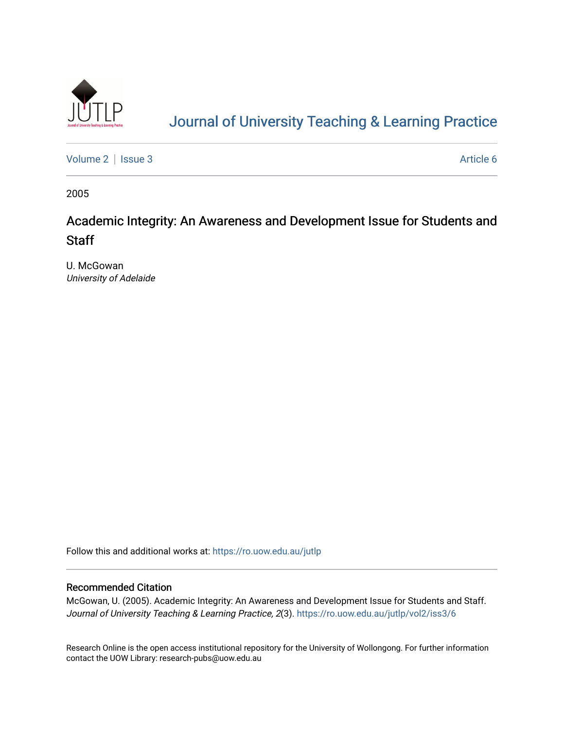# Journal of University Teaching & Learning Practice

Volume 2 | Issue 3 Article 6

2005

## Academic Integrity: An Awareness and Development Issue for Students and Staff

U. McGowan
*University of Adelaide*

Follow this and additional works at: https://ro.uow.edu.au/jutlp

### Recommended Citation

McGowan, U. (2005). Academic Integrity: An Awareness and Development Issue for Students and Staff. *Journal of University Teaching & Learning Practice, 2*(3). https://ro.uow.edu.au/jutlp/vol2/iss3/6

Research Online is the open access institutional repository for the University of Wollongong. For further information contact the UOW Library: research-pubs@uow.edu.au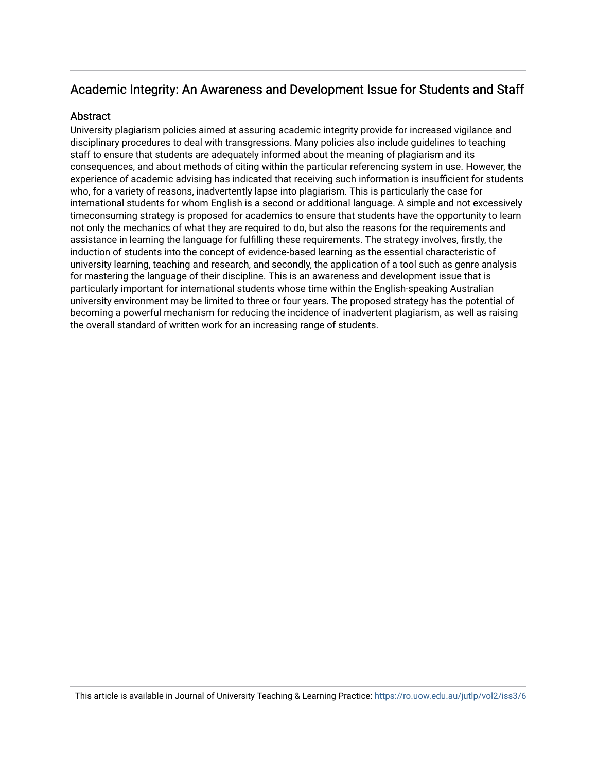## Academic Integrity: An Awareness and Development Issue for Students and Staff

### Abstract

University plagiarism policies aimed at assuring academic integrity provide for increased vigilance and disciplinary procedures to deal with transgressions. Many policies also include guidelines to teaching staff to ensure that students are adequately informed about the meaning of plagiarism and its consequences, and about methods of citing within the particular referencing system in use. However, the experience of academic advising has indicated that receiving such information is insufficient for students who, for a variety of reasons, inadvertently lapse into plagiarism. This is particularly the case for international students for whom English is a second or additional language. A simple and not excessively timeconsuming strategy is proposed for academics to ensure that students have the opportunity to learn not only the mechanics of what they are required to do, but also the reasons for the requirements and assistance in learning the language for fulfilling these requirements. The strategy involves, firstly, the induction of students into the concept of evidence-based learning as the essential characteristic of university learning, teaching and research, and secondly, the application of a tool such as genre analysis for mastering the language of their discipline. This is an awareness and development issue that is particularly important for international students whose time within the English-speaking Australian university environment may be limited to three or four years. The proposed strategy has the potential of becoming a powerful mechanism for reducing the incidence of inadvertent plagiarism, as well as raising the overall standard of written work for an increasing range of students.

This article is available in Journal of University Teaching & Learning Practice: https://ro.uow.edu.au/jutlp/vol2/iss3/6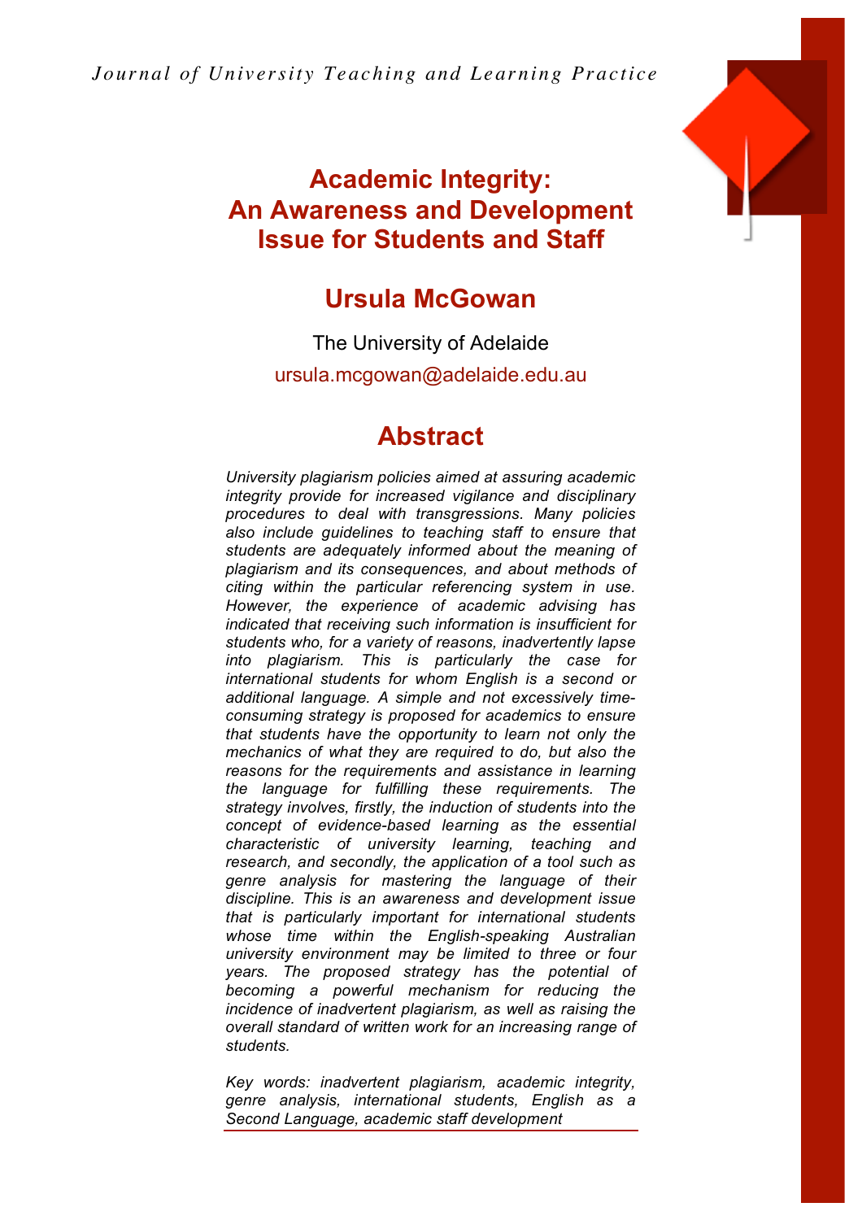# Academic Integrity: An Awareness and Development Issue for Students and Staff

## Ursula McGowan

The University of Adelaide

ursula.mcgowan@adelaide.edu.au

## Abstract

*University plagiarism policies aimed at assuring academic integrity provide for increased vigilance and disciplinary procedures to deal with transgressions. Many policies also include guidelines to teaching staff to ensure that students are adequately informed about the meaning of plagiarism and its consequences, and about methods of citing within the particular referencing system in use. However, the experience of academic advising has indicated that receiving such information is insufficient for students who, for a variety of reasons, inadvertently lapse into plagiarism. This is particularly the case for international students for whom English is a second or additional language. A simple and not excessively time-consuming strategy is proposed for academics to ensure that students have the opportunity to learn not only the mechanics of what they are required to do, but also the reasons for the requirements and assistance in learning the language for fulfilling these requirements. The strategy involves, firstly, the induction of students into the concept of evidence-based learning as the essential characteristic of university learning, teaching and research, and secondly, the application of a tool such as genre analysis for mastering the language of their discipline. This is an awareness and development issue that is particularly important for international students whose time within the English-speaking Australian university environment may be limited to three or four years. The proposed strategy has the potential of becoming a powerful mechanism for reducing the incidence of inadvertent plagiarism, as well as raising the overall standard of written work for an increasing range of students.*

*Key words: inadvertent plagiarism, academic integrity, genre analysis, international students, English as a Second Language, academic staff development*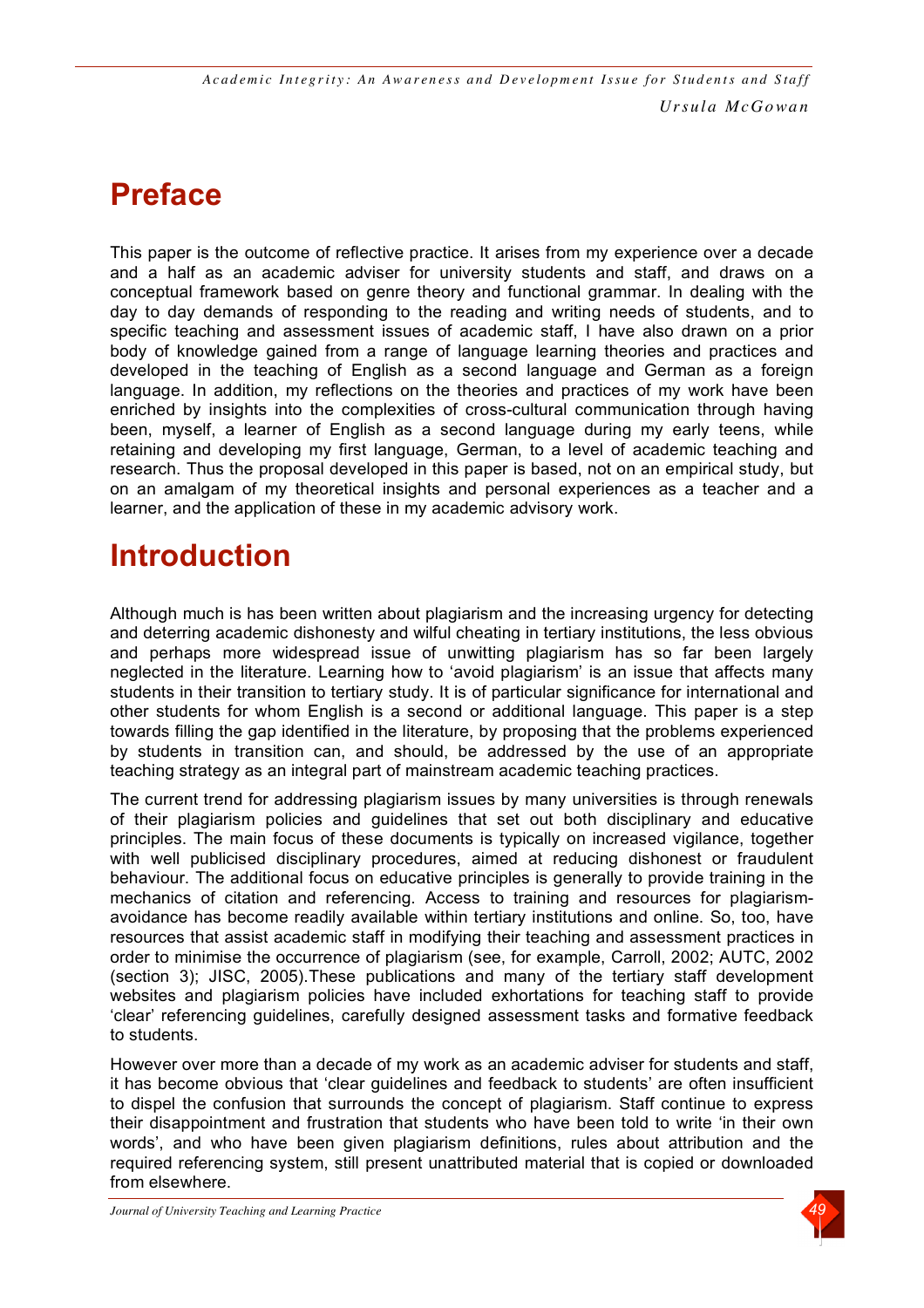# Preface

This paper is the outcome of reflective practice. It arises from my experience over a decade and a half as an academic adviser for university students and staff, and draws on a conceptual framework based on genre theory and functional grammar. In dealing with the day to day demands of responding to the reading and writing needs of students, and to specific teaching and assessment issues of academic staff, I have also drawn on a prior body of knowledge gained from a range of language learning theories and practices and developed in the teaching of English as a second language and German as a foreign language. In addition, my reflections on the theories and practices of my work have been enriched by insights into the complexities of cross-cultural communication through having been, myself, a learner of English as a second language during my early teens, while retaining and developing my first language, German, to a level of academic teaching and research. Thus the proposal developed in this paper is based, not on an empirical study, but on an amalgam of my theoretical insights and personal experiences as a teacher and a learner, and the application of these in my academic advisory work.

# Introduction

Although much is has been written about plagiarism and the increasing urgency for detecting and deterring academic dishonesty and wilful cheating in tertiary institutions, the less obvious and perhaps more widespread issue of unwitting plagiarism has so far been largely neglected in the literature. Learning how to 'avoid plagiarism' is an issue that affects many students in their transition to tertiary study. It is of particular significance for international and other students for whom English is a second or additional language. This paper is a step towards filling the gap identified in the literature, by proposing that the problems experienced by students in transition can, and should, be addressed by the use of an appropriate teaching strategy as an integral part of mainstream academic teaching practices.

The current trend for addressing plagiarism issues by many universities is through renewals of their plagiarism policies and guidelines that set out both disciplinary and educative principles. The main focus of these documents is typically on increased vigilance, together with well publicised disciplinary procedures, aimed at reducing dishonest or fraudulent behaviour. The additional focus on educative principles is generally to provide training in the mechanics of citation and referencing. Access to training and resources for plagiarism-avoidance has become readily available within tertiary institutions and online. So, too, have resources that assist academic staff in modifying their teaching and assessment practices in order to minimise the occurrence of plagiarism (see, for example, Carroll, 2002; AUTC, 2002 (section 3); JISC, 2005).These publications and many of the tertiary staff development websites and plagiarism policies have included exhortations for teaching staff to provide 'clear' referencing guidelines, carefully designed assessment tasks and formative feedback to students.

However over more than a decade of my work as an academic adviser for students and staff, it has become obvious that 'clear guidelines and feedback to students' are often insufficient to dispel the confusion that surrounds the concept of plagiarism. Staff continue to express their disappointment and frustration that students who have been told to write 'in their own words', and who have been given plagiarism definitions, rules about attribution and the required referencing system, still present unattributed material that is copied or downloaded from elsewhere.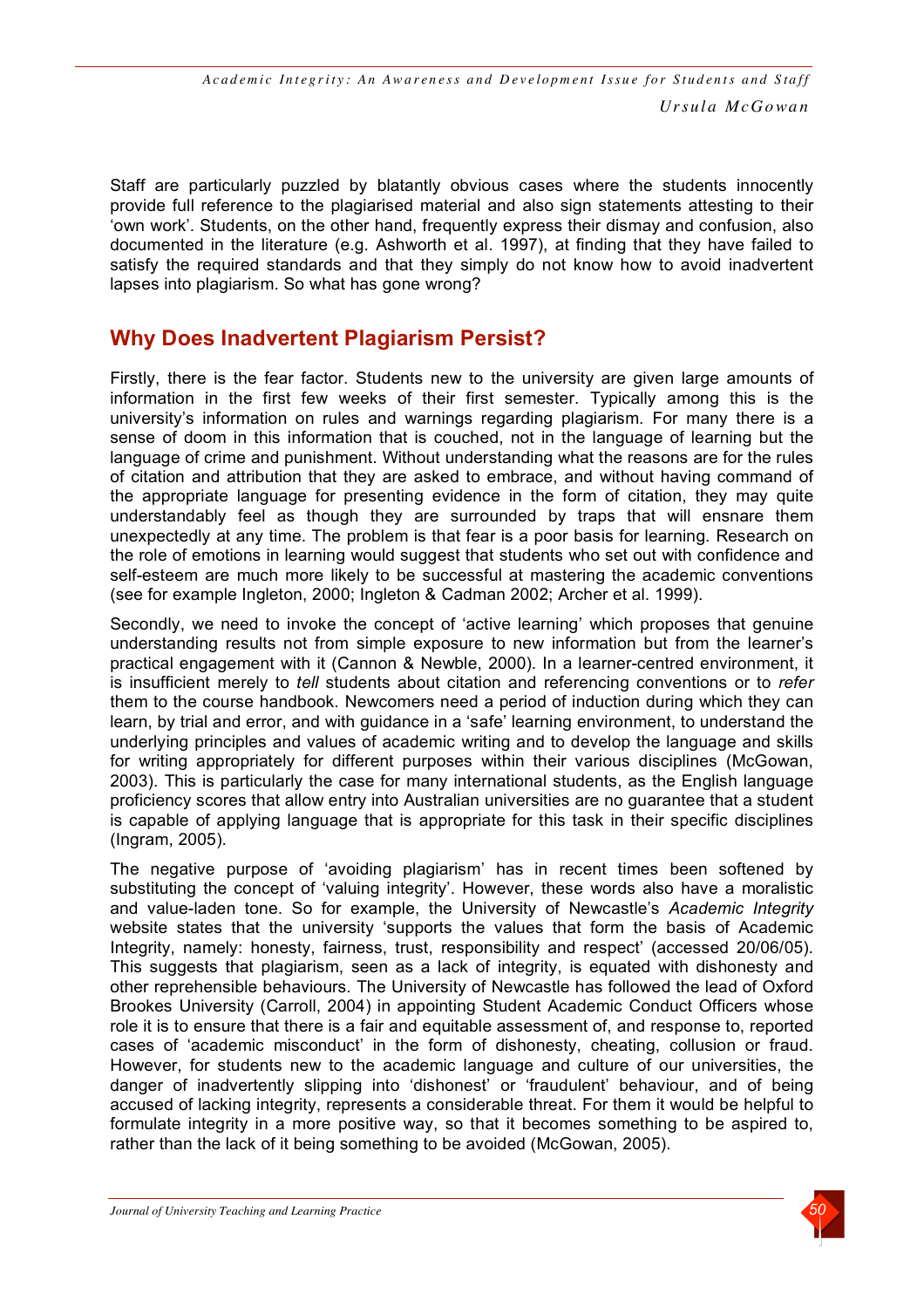Staff are particularly puzzled by blatantly obvious cases where the students innocently provide full reference to the plagiarised material and also sign statements attesting to their 'own work'. Students, on the other hand, frequently express their dismay and confusion, also documented in the literature (e.g. Ashworth et al. 1997), at finding that they have failed to satisfy the required standards and that they simply do not know how to avoid inadvertent lapses into plagiarism. So what has gone wrong?

## Why Does Inadvertent Plagiarism Persist?

Firstly, there is the fear factor. Students new to the university are given large amounts of information in the first few weeks of their first semester. Typically among this is the university's information on rules and warnings regarding plagiarism. For many there is a sense of doom in this information that is couched, not in the language of learning but the language of crime and punishment. Without understanding what the reasons are for the rules of citation and attribution that they are asked to embrace, and without having command of the appropriate language for presenting evidence in the form of citation, they may quite understandably feel as though they are surrounded by traps that will ensnare them unexpectedly at any time. The problem is that fear is a poor basis for learning. Research on the role of emotions in learning would suggest that students who set out with confidence and self-esteem are much more likely to be successful at mastering the academic conventions (see for example Ingleton, 2000; Ingleton & Cadman 2002; Archer et al. 1999).

Secondly, we need to invoke the concept of 'active learning' which proposes that genuine understanding results not from simple exposure to new information but from the learner's practical engagement with it (Cannon & Newble, 2000). In a learner-centred environment, it is insufficient merely to *tell* students about citation and referencing conventions or to *refer* them to the course handbook. Newcomers need a period of induction during which they can learn, by trial and error, and with guidance in a 'safe' learning environment, to understand the underlying principles and values of academic writing and to develop the language and skills for writing appropriately for different purposes within their various disciplines (McGowan, 2003). This is particularly the case for many international students, as the English language proficiency scores that allow entry into Australian universities are no guarantee that a student is capable of applying language that is appropriate for this task in their specific disciplines (Ingram, 2005).

The negative purpose of 'avoiding plagiarism' has in recent times been softened by substituting the concept of 'valuing integrity'. However, these words also have a moralistic and value-laden tone. So for example, the University of Newcastle's *Academic Integrity* website states that the university 'supports the values that form the basis of Academic Integrity, namely: honesty, fairness, trust, responsibility and respect' (accessed 20/06/05). This suggests that plagiarism, seen as a lack of integrity, is equated with dishonesty and other reprehensible behaviours. The University of Newcastle has followed the lead of Oxford Brookes University (Carroll, 2004) in appointing Student Academic Conduct Officers whose role it is to ensure that there is a fair and equitable assessment of, and response to, reported cases of 'academic misconduct' in the form of dishonesty, cheating, collusion or fraud. However, for students new to the academic language and culture of our universities, the danger of inadvertently slipping into 'dishonest' or 'fraudulent' behaviour, and of being accused of lacking integrity, represents a considerable threat. For them it would be helpful to formulate integrity in a more positive way, so that it becomes something to be aspired to, rather than the lack of it being something to be avoided (McGowan, 2005).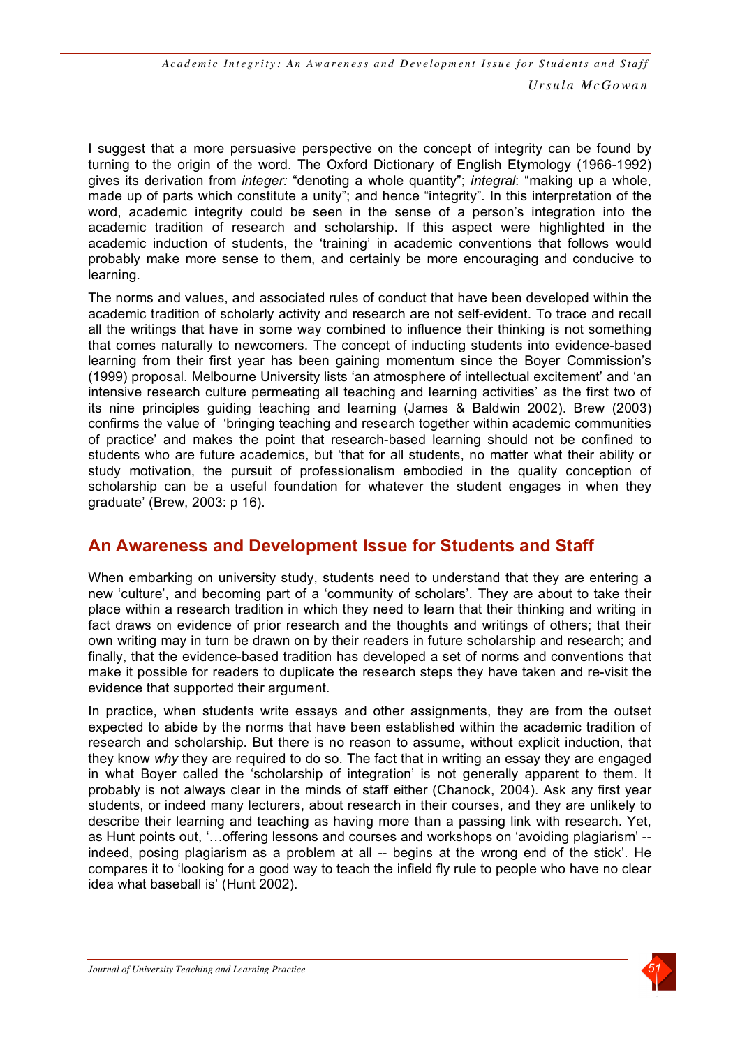I suggest that a more persuasive perspective on the concept of integrity can be found by turning to the origin of the word. The Oxford Dictionary of English Etymology (1966-1992) gives its derivation from *integer:* "denoting a whole quantity"; *integral*: "making up a whole, made up of parts which constitute a unity"; and hence "integrity". In this interpretation of the word, academic integrity could be seen in the sense of a person's integration into the academic tradition of research and scholarship. If this aspect were highlighted in the academic induction of students, the 'training' in academic conventions that follows would probably make more sense to them, and certainly be more encouraging and conducive to learning.

The norms and values, and associated rules of conduct that have been developed within the academic tradition of scholarly activity and research are not self-evident. To trace and recall all the writings that have in some way combined to influence their thinking is not something that comes naturally to newcomers. The concept of inducting students into evidence-based learning from their first year has been gaining momentum since the Boyer Commission's (1999) proposal. Melbourne University lists 'an atmosphere of intellectual excitement' and 'an intensive research culture permeating all teaching and learning activities' as the first two of its nine principles guiding teaching and learning (James & Baldwin 2002). Brew (2003) confirms the value of 'bringing teaching and research together within academic communities of practice' and makes the point that research-based learning should not be confined to students who are future academics, but 'that for all students, no matter what their ability or study motivation, the pursuit of professionalism embodied in the quality conception of scholarship can be a useful foundation for whatever the student engages in when they graduate' (Brew, 2003: p 16).

## An Awareness and Development Issue for Students and Staff

When embarking on university study, students need to understand that they are entering a new 'culture', and becoming part of a 'community of scholars'. They are about to take their place within a research tradition in which they need to learn that their thinking and writing in fact draws on evidence of prior research and the thoughts and writings of others; that their own writing may in turn be drawn on by their readers in future scholarship and research; and finally, that the evidence-based tradition has developed a set of norms and conventions that make it possible for readers to duplicate the research steps they have taken and re-visit the evidence that supported their argument.

In practice, when students write essays and other assignments, they are from the outset expected to abide by the norms that have been established within the academic tradition of research and scholarship. But there is no reason to assume, without explicit induction, that they know *why* they are required to do so. The fact that in writing an essay they are engaged in what Boyer called the 'scholarship of integration' is not generally apparent to them. It probably is not always clear in the minds of staff either (Chanock, 2004). Ask any first year students, or indeed many lecturers, about research in their courses, and they are unlikely to describe their learning and teaching as having more than a passing link with research. Yet, as Hunt points out, '…offering lessons and courses and workshops on 'avoiding plagiarism' -- indeed, posing plagiarism as a problem at all -- begins at the wrong end of the stick'. He compares it to 'looking for a good way to teach the infield fly rule to people who have no clear idea what baseball is' (Hunt 2002).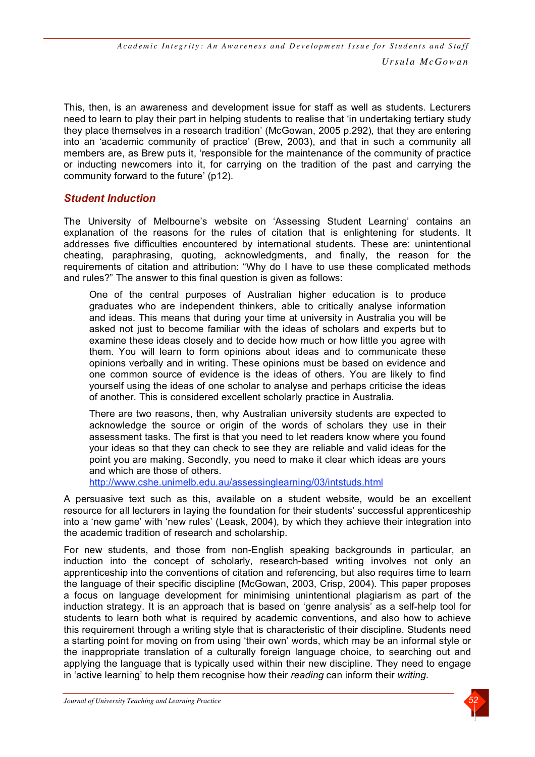This, then, is an awareness and development issue for staff as well as students. Lecturers need to learn to play their part in helping students to realise that 'in undertaking tertiary study they place themselves in a research tradition' (McGowan, 2005 p.292), that they are entering into an 'academic community of practice' (Brew, 2003), and that in such a community all members are, as Brew puts it, 'responsible for the maintenance of the community of practice or inducting newcomers into it, for carrying on the tradition of the past and carrying the community forward to the future' (p12).

## *Student Induction*

The University of Melbourne's website on 'Assessing Student Learning' contains an explanation of the reasons for the rules of citation that is enlightening for students. It addresses five difficulties encountered by international students. These are: unintentional cheating, paraphrasing, quoting, acknowledgments, and finally, the reason for the requirements of citation and attribution: "Why do I have to use these complicated methods and rules?" The answer to this final question is given as follows:

> One of the central purposes of Australian higher education is to produce graduates who are independent thinkers, able to critically analyse information and ideas. This means that during your time at university in Australia you will be asked not just to become familiar with the ideas of scholars and experts but to examine these ideas closely and to decide how much or how little you agree with them. You will learn to form opinions about ideas and to communicate these opinions verbally and in writing. These opinions must be based on evidence and one common source of evidence is the ideas of others. You are likely to find yourself using the ideas of one scholar to analyse and perhaps criticise the ideas of another. This is considered excellent scholarly practice in Australia.
>
> There are two reasons, then, why Australian university students are expected to acknowledge the source or origin of the words of scholars they use in their assessment tasks. The first is that you need to let readers know where you found your ideas so that they can check to see they are reliable and valid ideas for the point you are making. Secondly, you need to make it clear which ideas are yours and which are those of others.
>
> http://www.cshe.unimelb.edu.au/assessinglearning/03/intstuds.html

A persuasive text such as this, available on a student website, would be an excellent resource for all lecturers in laying the foundation for their students' successful apprenticeship into a 'new game' with 'new rules' (Leask, 2004), by which they achieve their integration into the academic tradition of research and scholarship.

For new students, and those from non-English speaking backgrounds in particular, an induction into the concept of scholarly, research-based writing involves not only an apprenticeship into the conventions of citation and referencing, but also requires time to learn the language of their specific discipline (McGowan, 2003, Crisp, 2004). This paper proposes a focus on language development for minimising unintentional plagiarism as part of the induction strategy. It is an approach that is based on 'genre analysis' as a self-help tool for students to learn both what is required by academic conventions, and also how to achieve this requirement through a writing style that is characteristic of their discipline. Students need a starting point for moving on from using 'their own' words, which may be an informal style or the inappropriate translation of a culturally foreign language choice, to searching out and applying the language that is typically used within their new discipline. They need to engage in 'active learning' to help them recognise how their *reading* can inform their *writing*.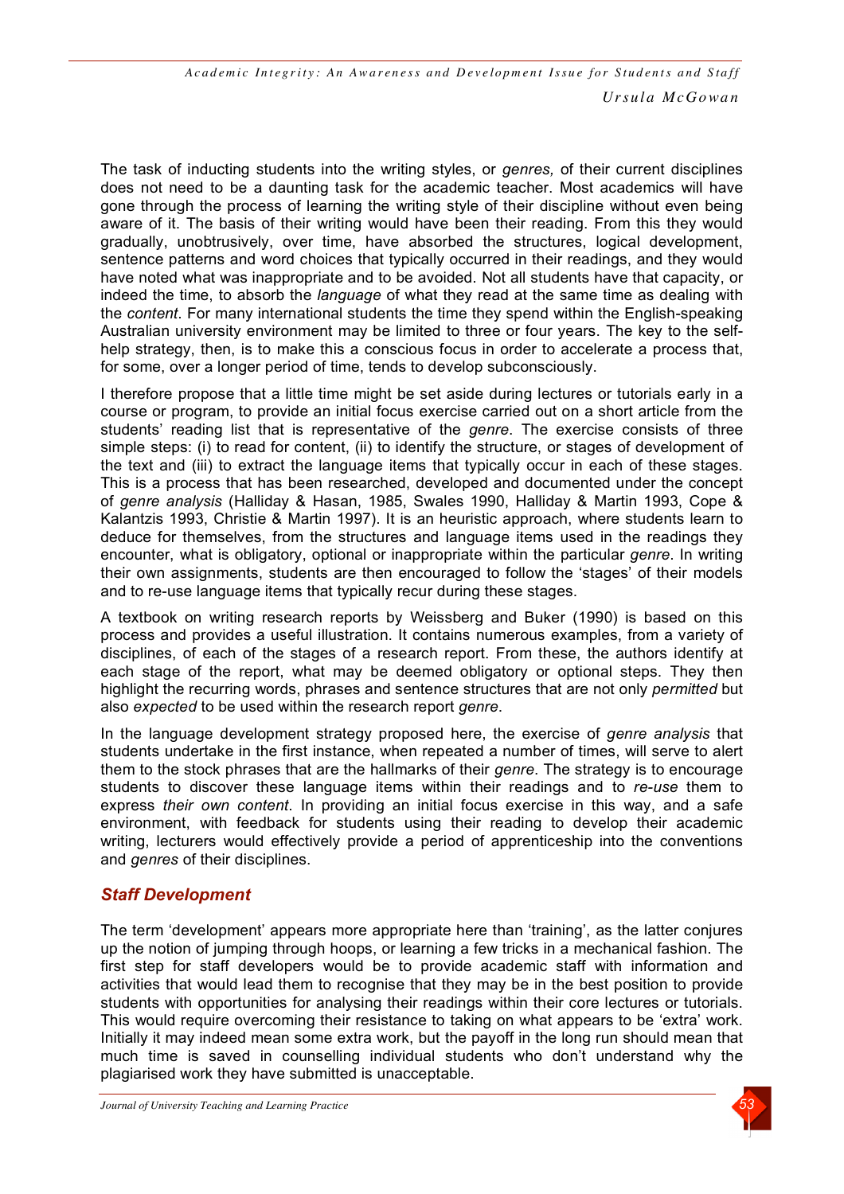The task of inducting students into the writing styles, or *genres,* of their current disciplines does not need to be a daunting task for the academic teacher. Most academics will have gone through the process of learning the writing style of their discipline without even being aware of it. The basis of their writing would have been their reading. From this they would gradually, unobtrusively, over time, have absorbed the structures, logical development, sentence patterns and word choices that typically occurred in their readings, and they would have noted what was inappropriate and to be avoided. Not all students have that capacity, or indeed the time, to absorb the *language* of what they read at the same time as dealing with the *content*. For many international students the time they spend within the English-speaking Australian university environment may be limited to three or four years. The key to the self-help strategy, then, is to make this a conscious focus in order to accelerate a process that, for some, over a longer period of time, tends to develop subconsciously.

I therefore propose that a little time might be set aside during lectures or tutorials early in a course or program, to provide an initial focus exercise carried out on a short article from the students' reading list that is representative of the *genre*. The exercise consists of three simple steps: (i) to read for content, (ii) to identify the structure, or stages of development of the text and (iii) to extract the language items that typically occur in each of these stages. This is a process that has been researched, developed and documented under the concept of *genre analysis* (Halliday & Hasan, 1985, Swales 1990, Halliday & Martin 1993, Cope & Kalantzis 1993, Christie & Martin 1997). It is an heuristic approach, where students learn to deduce for themselves, from the structures and language items used in the readings they encounter, what is obligatory, optional or inappropriate within the particular *genre*. In writing their own assignments, students are then encouraged to follow the 'stages' of their models and to re-use language items that typically recur during these stages.

A textbook on writing research reports by Weissberg and Buker (1990) is based on this process and provides a useful illustration. It contains numerous examples, from a variety of disciplines, of each of the stages of a research report. From these, the authors identify at each stage of the report, what may be deemed obligatory or optional steps. They then highlight the recurring words, phrases and sentence structures that are not only *permitted* but also *expected* to be used within the research report *genre*.

In the language development strategy proposed here, the exercise of *genre analysis* that students undertake in the first instance, when repeated a number of times, will serve to alert them to the stock phrases that are the hallmarks of their *genre*. The strategy is to encourage students to discover these language items within their readings and to *re-use* them to express *their own content*. In providing an initial focus exercise in this way, and a safe environment, with feedback for students using their reading to develop their academic writing, lecturers would effectively provide a period of apprenticeship into the conventions and *genres* of their disciplines.

## *Staff Development*

The term 'development' appears more appropriate here than 'training', as the latter conjures up the notion of jumping through hoops, or learning a few tricks in a mechanical fashion. The first step for staff developers would be to provide academic staff with information and activities that would lead them to recognise that they may be in the best position to provide students with opportunities for analysing their readings within their core lectures or tutorials. This would require overcoming their resistance to taking on what appears to be 'extra' work. Initially it may indeed mean some extra work, but the payoff in the long run should mean that much time is saved in counselling individual students who don't understand why the plagiarised work they have submitted is unacceptable.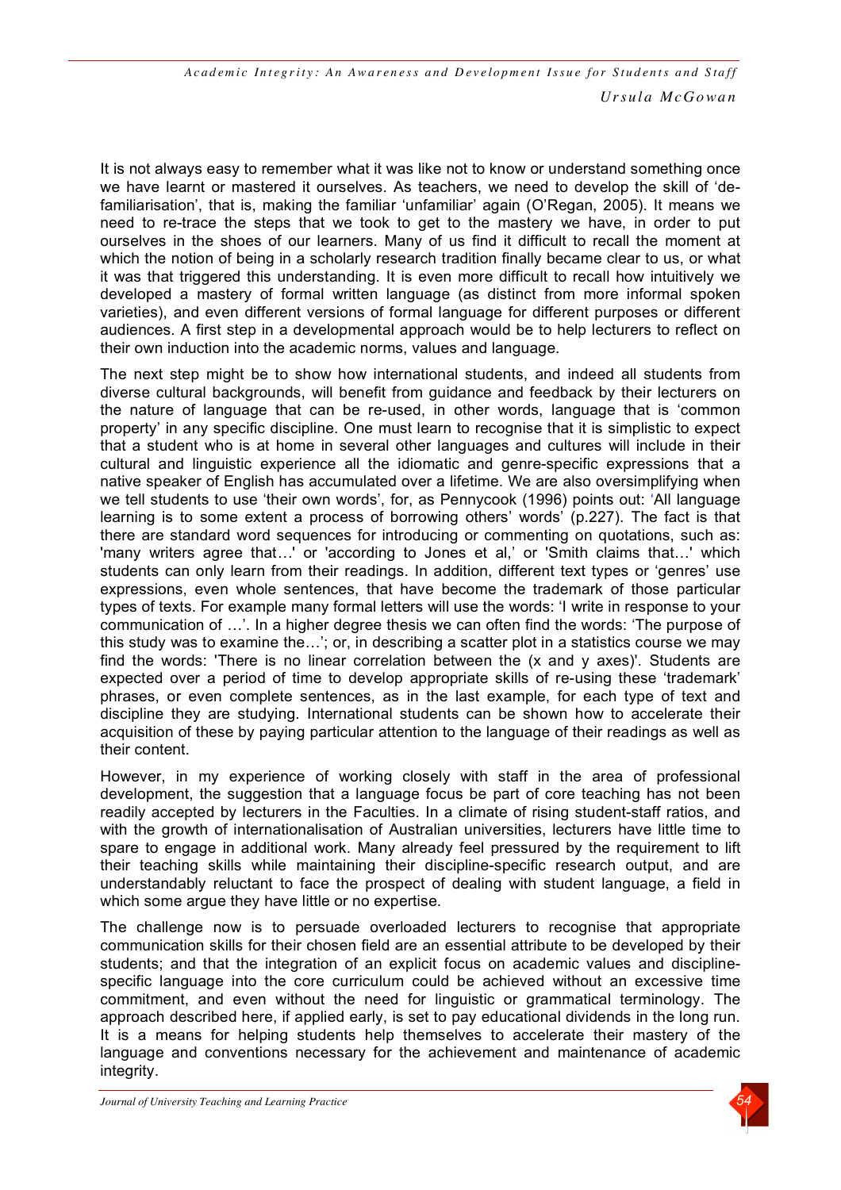It is not always easy to remember what it was like not to know or understand something once we have learnt or mastered it ourselves. As teachers, we need to develop the skill of 'de-familiarisation', that is, making the familiar 'unfamiliar' again (O'Regan, 2005). It means we need to re-trace the steps that we took to get to the mastery we have, in order to put ourselves in the shoes of our learners. Many of us find it difficult to recall the moment at which the notion of being in a scholarly research tradition finally became clear to us, or what it was that triggered this understanding. It is even more difficult to recall how intuitively we developed a mastery of formal written language (as distinct from more informal spoken varieties), and even different versions of formal language for different purposes or different audiences. A first step in a developmental approach would be to help lecturers to reflect on their own induction into the academic norms, values and language.

The next step might be to show how international students, and indeed all students from diverse cultural backgrounds, will benefit from guidance and feedback by their lecturers on the nature of language that can be re-used, in other words, language that is 'common property' in any specific discipline. One must learn to recognise that it is simplistic to expect that a student who is at home in several other languages and cultures will include in their cultural and linguistic experience all the idiomatic and genre-specific expressions that a native speaker of English has accumulated over a lifetime. We are also oversimplifying when we tell students to use 'their own words', for, as Pennycook (1996) points out: 'All language learning is to some extent a process of borrowing others' words' (p.227). The fact is that there are standard word sequences for introducing or commenting on quotations, such as: 'many writers agree that…' or 'according to Jones et al,' or 'Smith claims that…' which students can only learn from their readings. In addition, different text types or 'genres' use expressions, even whole sentences, that have become the trademark of those particular types of texts. For example many formal letters will use the words: 'I write in response to your communication of …'. In a higher degree thesis we can often find the words: 'The purpose of this study was to examine the…'; or, in describing a scatter plot in a statistics course we may find the words: 'There is no linear correlation between the (x and y axes)'. Students are expected over a period of time to develop appropriate skills of re-using these 'trademark' phrases, or even complete sentences, as in the last example, for each type of text and discipline they are studying. International students can be shown how to accelerate their acquisition of these by paying particular attention to the language of their readings as well as their content.

However, in my experience of working closely with staff in the area of professional development, the suggestion that a language focus be part of core teaching has not been readily accepted by lecturers in the Faculties. In a climate of rising student-staff ratios, and with the growth of internationalisation of Australian universities, lecturers have little time to spare to engage in additional work. Many already feel pressured by the requirement to lift their teaching skills while maintaining their discipline-specific research output, and are understandably reluctant to face the prospect of dealing with student language, a field in which some argue they have little or no expertise.

The challenge now is to persuade overloaded lecturers to recognise that appropriate communication skills for their chosen field are an essential attribute to be developed by their students; and that the integration of an explicit focus on academic values and discipline-specific language into the core curriculum could be achieved without an excessive time commitment, and even without the need for linguistic or grammatical terminology. The approach described here, if applied early, is set to pay educational dividends in the long run. It is a means for helping students help themselves to accelerate their mastery of the language and conventions necessary for the achievement and maintenance of academic integrity.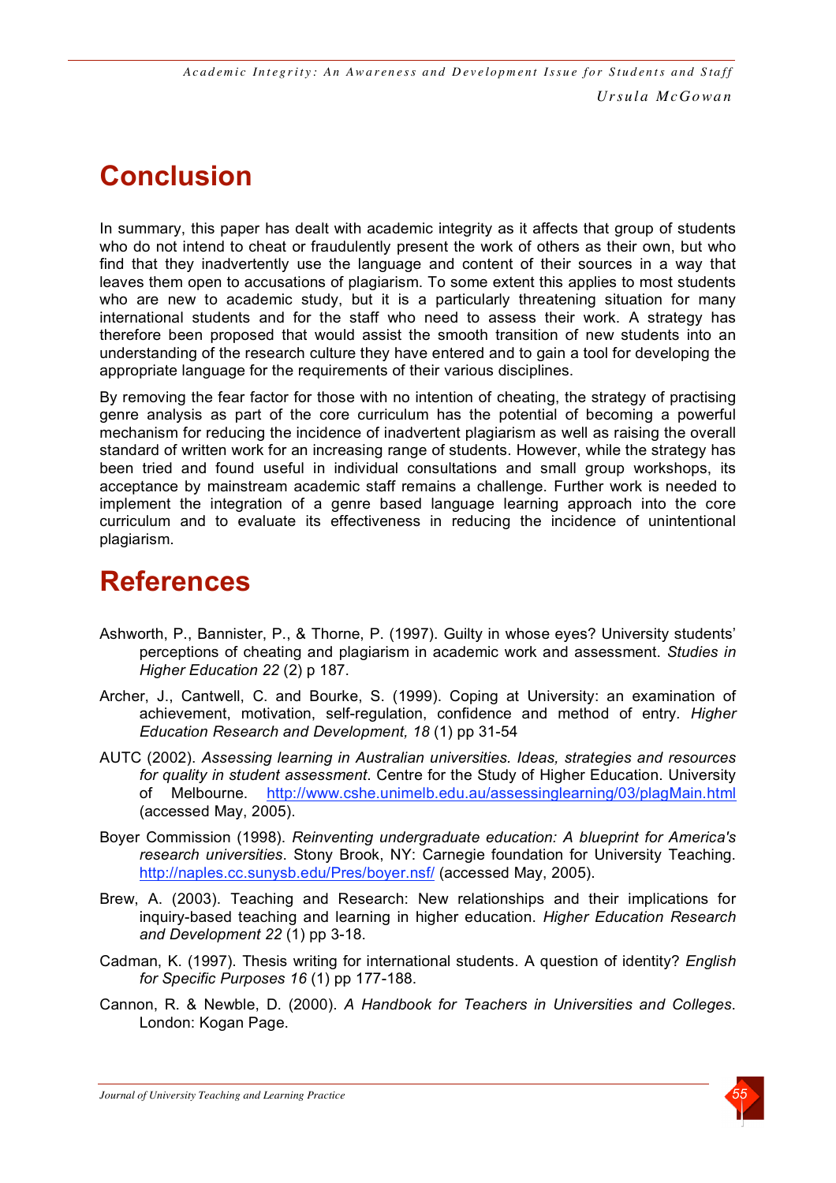# Conclusion

In summary, this paper has dealt with academic integrity as it affects that group of students who do not intend to cheat or fraudulently present the work of others as their own, but who find that they inadvertently use the language and content of their sources in a way that leaves them open to accusations of plagiarism. To some extent this applies to most students who are new to academic study, but it is a particularly threatening situation for many international students and for the staff who need to assess their work. A strategy has therefore been proposed that would assist the smooth transition of new students into an understanding of the research culture they have entered and to gain a tool for developing the appropriate language for the requirements of their various disciplines.

By removing the fear factor for those with no intention of cheating, the strategy of practising genre analysis as part of the core curriculum has the potential of becoming a powerful mechanism for reducing the incidence of inadvertent plagiarism as well as raising the overall standard of written work for an increasing range of students. However, while the strategy has been tried and found useful in individual consultations and small group workshops, its acceptance by mainstream academic staff remains a challenge. Further work is needed to implement the integration of a genre based language learning approach into the core curriculum and to evaluate its effectiveness in reducing the incidence of unintentional plagiarism.

# References

Ashworth, P., Bannister, P., & Thorne, P. (1997). Guilty in whose eyes? University students' perceptions of cheating and plagiarism in academic work and assessment. *Studies in Higher Education 22* (2) p 187.

Archer, J., Cantwell, C. and Bourke, S. (1999). Coping at University: an examination of achievement, motivation, self-regulation, confidence and method of entry. *Higher Education Research and Development, 18* (1) pp 31-54

AUTC (2002). *Assessing learning in Australian universities. Ideas, strategies and resources for quality in student assessment*. Centre for the Study of Higher Education. University of Melbourne. http://www.cshe.unimelb.edu.au/assessinglearning/03/plagMain.html (accessed May, 2005).

Boyer Commission (1998). *Reinventing undergraduate education: A blueprint for America's research universities*. Stony Brook, NY: Carnegie foundation for University Teaching. http://naples.cc.sunysb.edu/Pres/boyer.nsf/ (accessed May, 2005).

Brew, A. (2003). Teaching and Research: New relationships and their implications for inquiry-based teaching and learning in higher education. *Higher Education Research and Development 22* (1) pp 3-18.

Cadman, K. (1997). Thesis writing for international students. A question of identity? *English for Specific Purposes 16* (1) pp 177-188.

Cannon, R. & Newble, D. (2000). *A Handbook for Teachers in Universities and Colleges*. London: Kogan Page.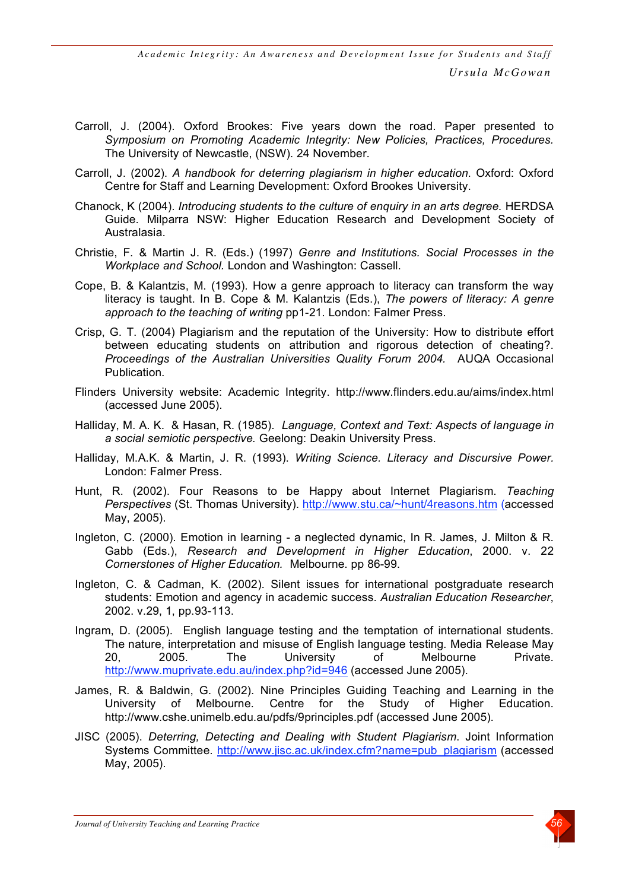Carroll, J. (2004). Oxford Brookes: Five years down the road. Paper presented to *Symposium on Promoting Academic Integrity: New Policies, Practices, Procedures.* The University of Newcastle, (NSW). 24 November.

Carroll, J. (2002). *A handbook for deterring plagiarism in higher education*. Oxford: Oxford Centre for Staff and Learning Development: Oxford Brookes University.

Chanock, K (2004). *Introducing students to the culture of enquiry in an arts degree.* HERDSA Guide. Milparra NSW: Higher Education Research and Development Society of Australasia.

Christie, F. & Martin J. R. (Eds.) (1997) *Genre and Institutions. Social Processes in the Workplace and School.* London and Washington: Cassell.

Cope, B. & Kalantzis, M. (1993). How a genre approach to literacy can transform the way literacy is taught. In B. Cope & M. Kalantzis (Eds.), *The powers of literacy: A genre approach to the teaching of writing* pp1-21. London: Falmer Press.

Crisp, G. T. (2004) Plagiarism and the reputation of the University: How to distribute effort between educating students on attribution and rigorous detection of cheating?. *Proceedings of the Australian Universities Quality Forum 2004*. AUQA Occasional Publication.

Flinders University website: Academic Integrity. http://www.flinders.edu.au/aims/index.html (accessed June 2005).

Halliday, M. A. K. & Hasan, R. (1985). *Language, Context and Text: Aspects of language in a social semiotic perspective.* Geelong: Deakin University Press.

Halliday, M.A.K. & Martin, J. R. (1993). *Writing Science. Literacy and Discursive Power.* London: Falmer Press.

Hunt, R. (2002). Four Reasons to be Happy about Internet Plagiarism. *Teaching Perspectives* (St. Thomas University). http://www.stu.ca/~hunt/4reasons.htm (accessed May, 2005).

Ingleton, C. (2000). Emotion in learning - a neglected dynamic, In R. James, J. Milton & R. Gabb (Eds.), *Research and Development in Higher Education*, 2000. v. 22 *Cornerstones of Higher Education.* Melbourne. pp 86-99.

Ingleton, C. & Cadman, K. (2002). Silent issues for international postgraduate research students: Emotion and agency in academic success. *Australian Education Researcher*, 2002. v.29, 1, pp.93-113.

Ingram, D. (2005). English language testing and the temptation of international students. The nature, interpretation and misuse of English language testing. Media Release May 20, 2005. The University of Melbourne Private. http://www.muprivate.edu.au/index.php?id=946 (accessed June 2005).

James, R. & Baldwin, G. (2002). Nine Principles Guiding Teaching and Learning in the University of Melbourne. Centre for the Study of Higher Education. http://www.cshe.unimelb.edu.au/pdfs/9principles.pdf (accessed June 2005).

JISC (2005). *Deterring, Detecting and Dealing with Student Plagiarism*. Joint Information Systems Committee. http://www.jisc.ac.uk/index.cfm?name=pub_plagiarism (accessed May, 2005).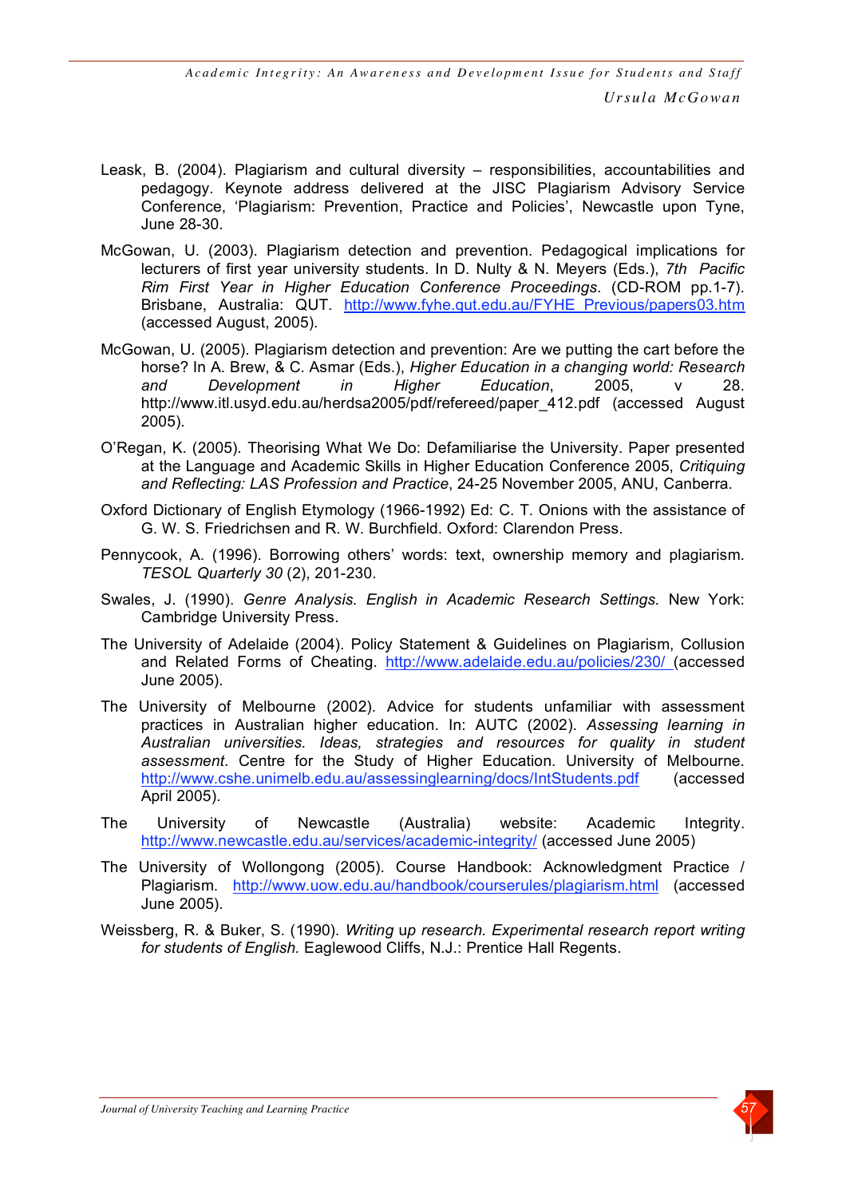Leask, B. (2004). Plagiarism and cultural diversity – responsibilities, accountabilities and pedagogy. Keynote address delivered at the JISC Plagiarism Advisory Service Conference, 'Plagiarism: Prevention, Practice and Policies', Newcastle upon Tyne, June 28-30.

McGowan, U. (2003). Plagiarism detection and prevention. Pedagogical implications for lecturers of first year university students. In D. Nulty & N. Meyers (Eds.), *7th Pacific Rim First Year in Higher Education Conference Proceedings*. (CD-ROM pp.1-7). Brisbane, Australia: QUT. http://www.fyhe.qut.edu.au/FYHE_Previous/papers03.htm (accessed August, 2005).

McGowan, U. (2005). Plagiarism detection and prevention: Are we putting the cart before the horse? In A. Brew, & C. Asmar (Eds.), *Higher Education in a changing world: Research and Development in Higher Education*, 2005, v 28. http://www.itl.usyd.edu.au/herdsa2005/pdf/refereed/paper_412.pdf (accessed August 2005).

O'Regan, K. (2005). Theorising What We Do: Defamiliarise the University. Paper presented at the Language and Academic Skills in Higher Education Conference 2005, *Critiquing and Reflecting: LAS Profession and Practice*, 24-25 November 2005, ANU, Canberra.

Oxford Dictionary of English Etymology (1966-1992) Ed: C. T. Onions with the assistance of G. W. S. Friedrichsen and R. W. Burchfield. Oxford: Clarendon Press.

Pennycook, A. (1996). Borrowing others' words: text, ownership memory and plagiarism. *TESOL Quarterly 30* (2), 201-230.

Swales, J. (1990). *Genre Analysis. English in Academic Research Settings.* New York: Cambridge University Press.

The University of Adelaide (2004). Policy Statement & Guidelines on Plagiarism, Collusion and Related Forms of Cheating. http://www.adelaide.edu.au/policies/230/ (accessed June 2005).

The University of Melbourne (2002). Advice for students unfamiliar with assessment practices in Australian higher education. In: AUTC (2002). *Assessing learning in Australian universities. Ideas, strategies and resources for quality in student assessment*. Centre for the Study of Higher Education. University of Melbourne. http://www.cshe.unimelb.edu.au/assessinglearning/docs/IntStudents.pdf (accessed April 2005).

The University of Newcastle (Australia) website: Academic Integrity. http://www.newcastle.edu.au/services/academic-integrity/ (accessed June 2005)

The University of Wollongong (2005). Course Handbook: Acknowledgment Practice / Plagiarism. http://www.uow.edu.au/handbook/courserules/plagiarism.html (accessed June 2005).

Weissberg, R. & Buker, S. (1990). *Writing* up *research. Experimental research report writing for students of English.* Eaglewood Cliffs, N.J.: Prentice Hall Regents.